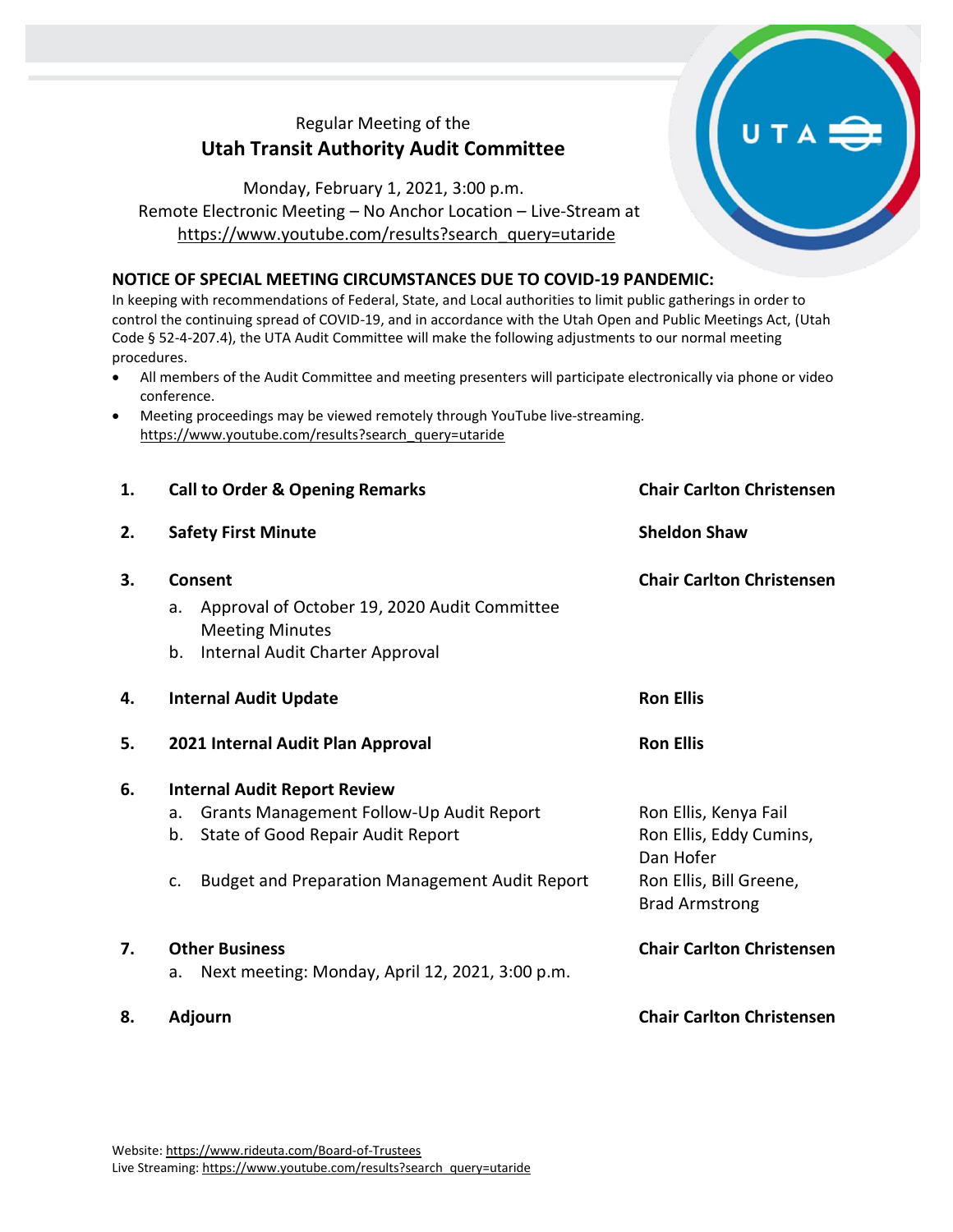Regular Meeting of the

# Utah Transit Authority Audit Committee

Monday, February 1, 2021, 3:00 p.m.
Remote Electronic Meeting – No Anchor Location – Live-Stream at
https://www.youtube.com/results?search_query=utaride

**NOTICE OF SPECIAL MEETING CIRCUMSTANCES DUE TO COVID-19 PANDEMIC:**

In keeping with recommendations of Federal, State, and Local authorities to limit public gatherings in order to control the continuing spread of COVID-19, and in accordance with the Utah Open and Public Meetings Act, (Utah Code § 52-4-207.4), the UTA Audit Committee will make the following adjustments to our normal meeting procedures.

- All members of the Audit Committee and meeting presenters will participate electronically via phone or video conference.
- Meeting proceedings may be viewed remotely through YouTube live-streaming. https://www.youtube.com/results?search_query=utaride

| | | |
|---|---|---|
| **1.** | **Call to Order & Opening Remarks** | **Chair Carlton Christensen** |
| **2.** | **Safety First Minute** | **Sheldon Shaw** |
| **3.** | **Consent**<br>a. Approval of October 19, 2020 Audit Committee Meeting Minutes<br>b. Internal Audit Charter Approval | **Chair Carlton Christensen** |
| **4.** | **Internal Audit Update** | **Ron Ellis** |
| **5.** | **2021 Internal Audit Plan Approval** | **Ron Ellis** |
| **6.** | **Internal Audit Report Review** | |
| | a. Grants Management Follow-Up Audit Report | Ron Ellis, Kenya Fail |
| | b. State of Good Repair Audit Report | Ron Ellis, Eddy Cumins, Dan Hofer |
| | c. Budget and Preparation Management Audit Report | Ron Ellis, Bill Greene, Brad Armstrong |
| **7.** | **Other Business**<br>a. Next meeting: Monday, April 12, 2021, 3:00 p.m. | **Chair Carlton Christensen** |
| **8.** | **Adjourn** | **Chair Carlton Christensen** |

Website: https://www.rideuta.com/Board-of-Trustees
Live Streaming: https://www.youtube.com/results?search_query=utaride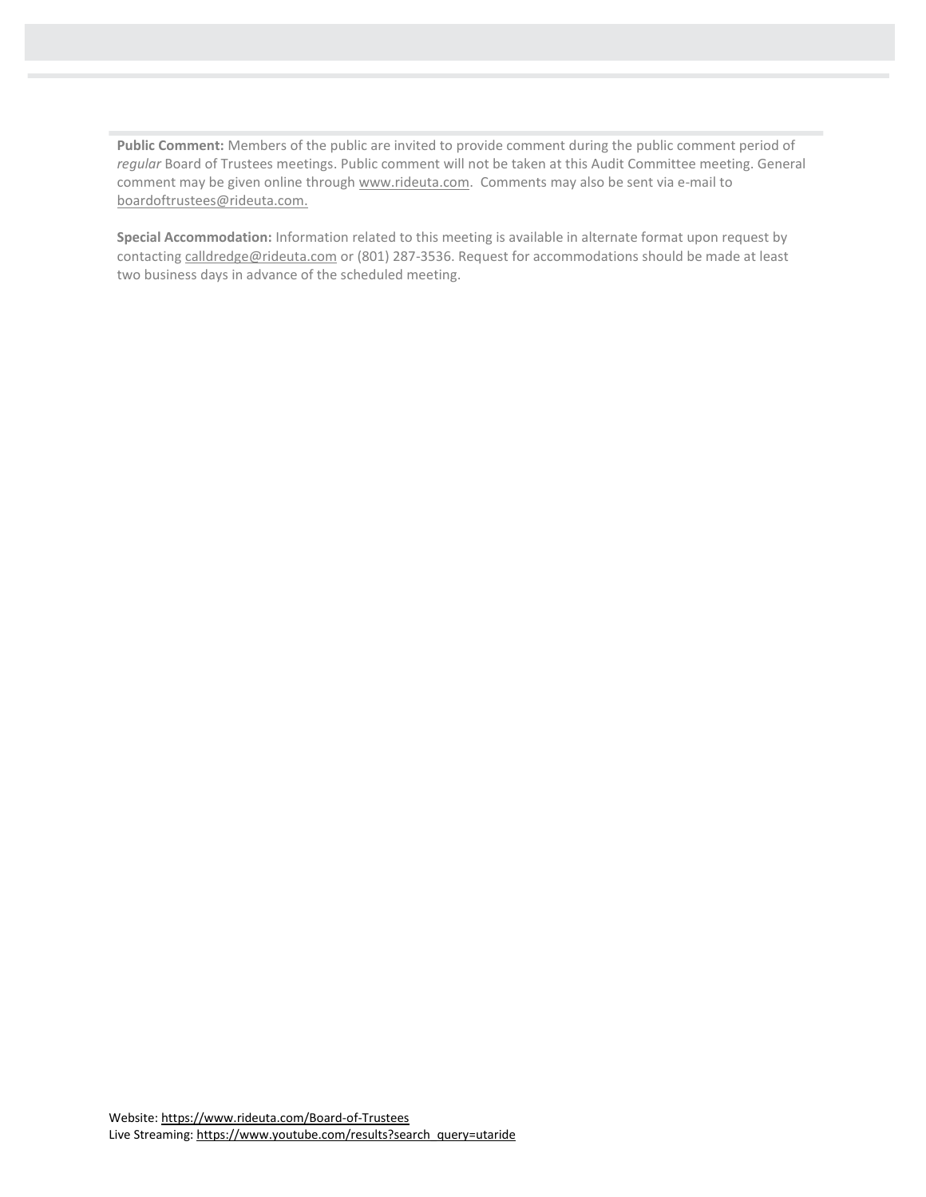**Public Comment:** Members of the public are invited to provide comment during the public comment period of *regular* Board of Trustees meetings. Public comment will not be taken at this Audit Committee meeting. General comment may be given online through www.rideuta.com. Comments may also be sent via e-mail to boardoftrustees@rideuta.com.

**Special Accommodation:** Information related to this meeting is available in alternate format upon request by contacting calldredge@rideuta.com or (801) 287-3536. Request for accommodations should be made at least two business days in advance of the scheduled meeting.

Website: https://www.rideuta.com/Board-of-Trustees
Live Streaming: https://www.youtube.com/results?search_query=utaride